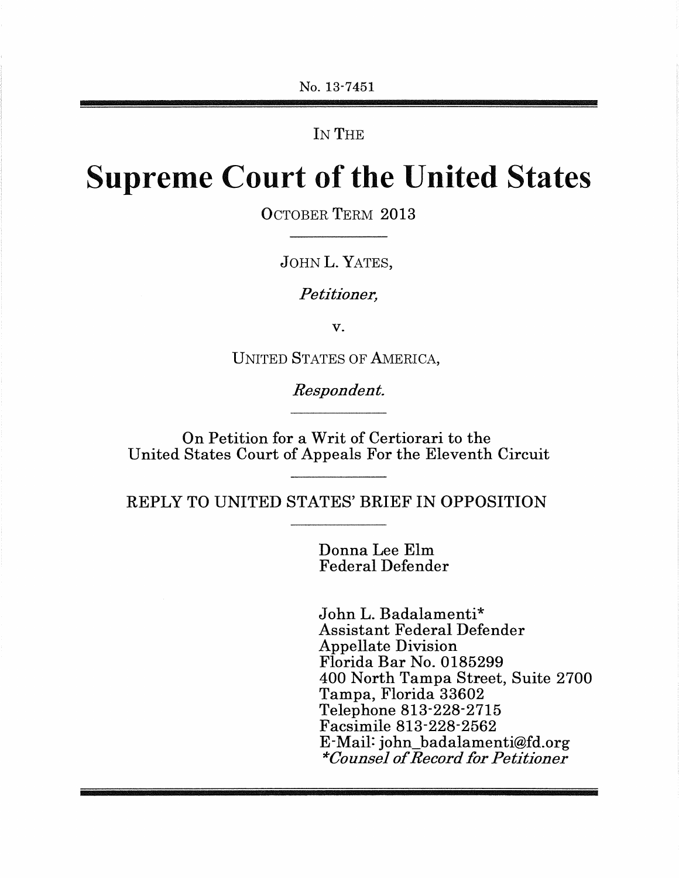No. 13-7451

IN THE

# Supreme Court of the United States

OCTOBER TERM 2013

---

JOHN L. YATES,

*Petitioner,*

v.

UNITED STATES OF AMERICA,

*Respondent.*

---

On Petition for a Writ of Certiorari to the
United States Court of Appeals For the Eleventh Circuit

---

REPLY TO UNITED STATES' BRIEF IN OPPOSITION

---

Donna Lee Elm
Federal Defender

John L. Badalamenti*
Assistant Federal Defender
Appellate Division
Florida Bar No. 0185299
400 North Tampa Street, Suite 2700
Tampa, Florida 33602
Telephone 813-228-2715
Facsimile 813-228-2562
E-Mail: john_badalamenti@fd.org
*\*Counsel of Record for Petitioner*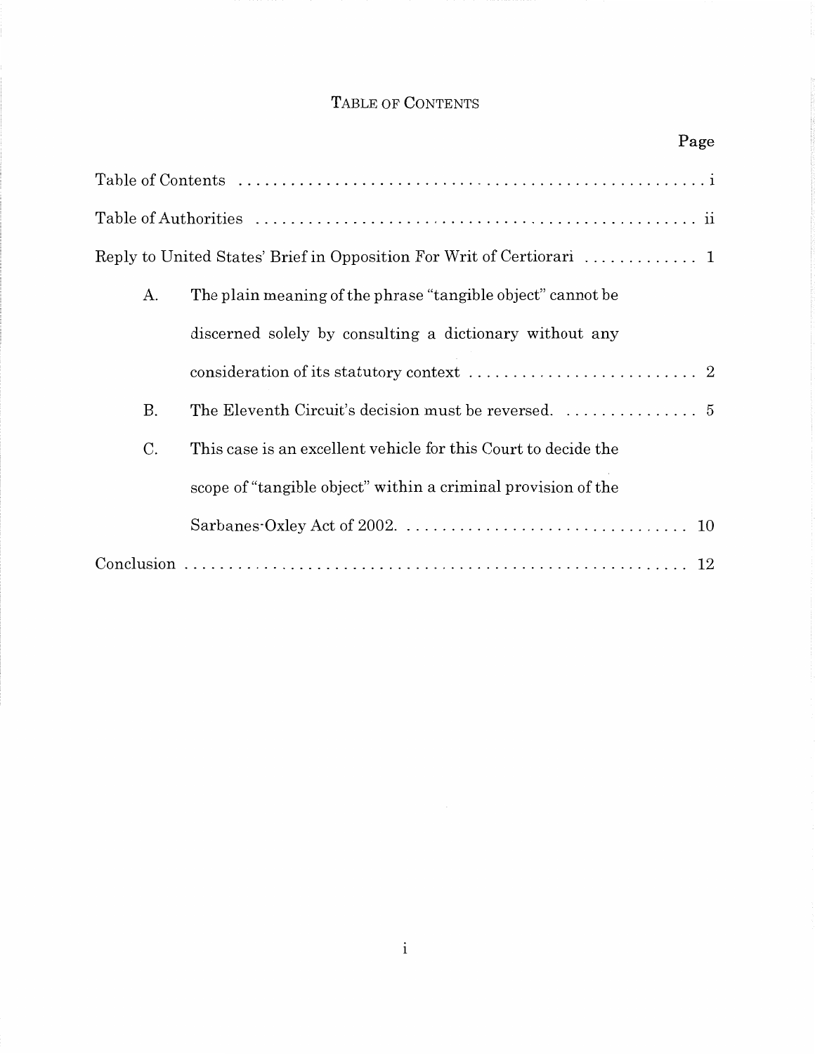# TABLE OF CONTENTS

| | Page |
|---|---|
| Table of Contents | i |
| Table of Authorities | ii |
| Reply to United States' Brief in Opposition For Writ of Certiorari | 1 |
| A. The plain meaning of the phrase "tangible object" cannot be discerned solely by consulting a dictionary without any consideration of its statutory context | 2 |
| B. The Eleventh Circuit's decision must be reversed. | 5 |
| C. This case is an excellent vehicle for this Court to decide the scope of "tangible object" within a criminal provision of the Sarbanes-Oxley Act of 2002. | 10 |
| Conclusion | 12 |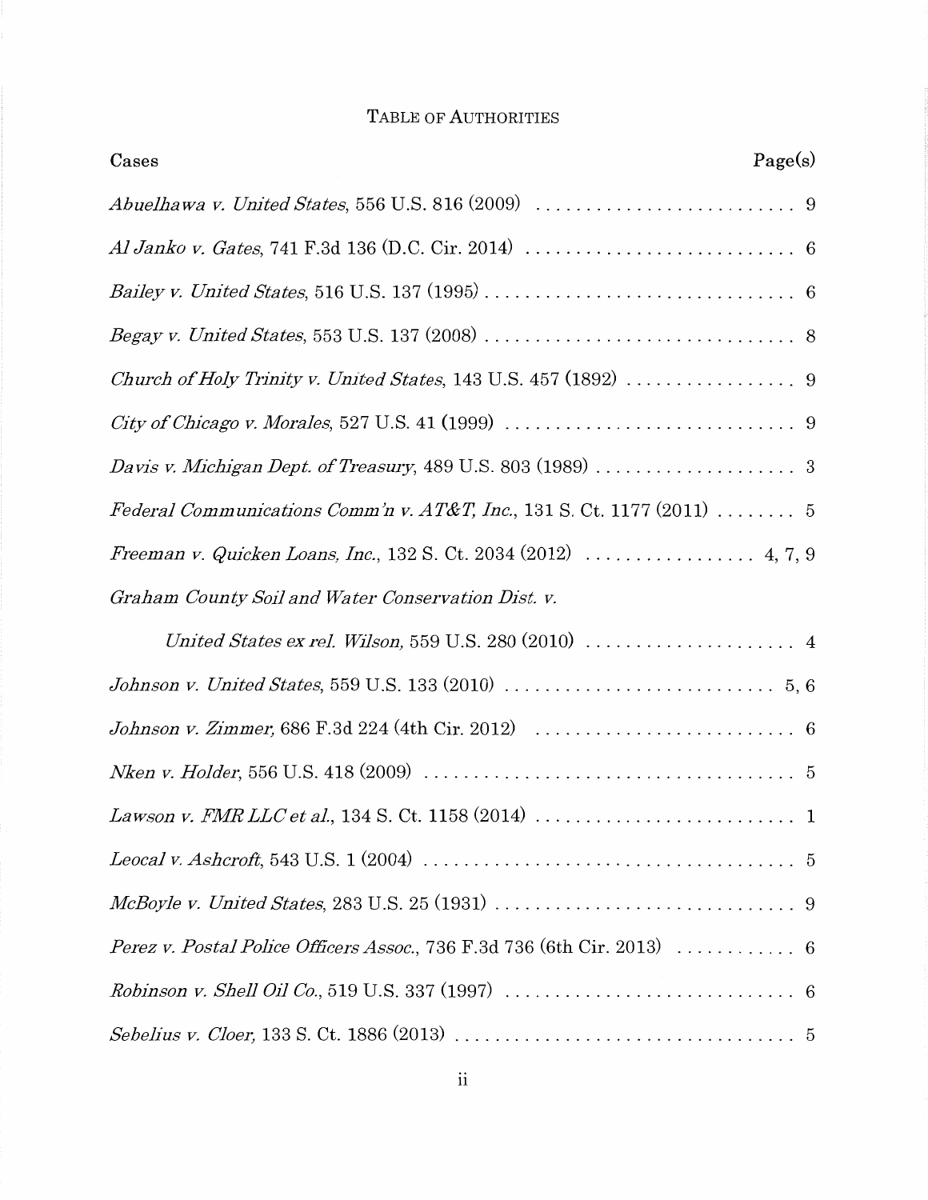# TABLE OF AUTHORITIES

| Cases | Page(s) |
|---|---|
| *Abuelhawa v. United States*, 556 U.S. 816 (2009) | 9 |
| *Al Janko v. Gates*, 741 F.3d 136 (D.C. Cir. 2014) | 6 |
| *Bailey v. United States*, 516 U.S. 137 (1995) | 6 |
| *Begay v. United States*, 553 U.S. 137 (2008) | 8 |
| *Church of Holy Trinity v. United States*, 143 U.S. 457 (1892) | 9 |
| *City of Chicago v. Morales*, 527 U.S. 41 (1999) | 9 |
| *Davis v. Michigan Dept. of Treasury*, 489 U.S. 803 (1989) | 3 |
| *Federal Communications Comm'n v. AT&T, Inc.*, 131 S. Ct. 1177 (2011) | 5 |
| *Freeman v. Quicken Loans, Inc.*, 132 S. Ct. 2034 (2012) | 4, 7, 9 |
| *Graham County Soil and Water Conservation Dist. v. United States ex rel. Wilson*, 559 U.S. 280 (2010) | 4 |
| *Johnson v. United States*, 559 U.S. 133 (2010) | 5, 6 |
| *Johnson v. Zimmer*, 686 F.3d 224 (4th Cir. 2012) | 6 |
| *Nken v. Holder*, 556 U.S. 418 (2009) | 5 |
| *Lawson v. FMR LLC et al.*, 134 S. Ct. 1158 (2014) | 1 |
| *Leocal v. Ashcroft*, 543 U.S. 1 (2004) | 5 |
| *McBoyle v. United States*, 283 U.S. 25 (1931) | 9 |
| *Perez v. Postal Police Officers Assoc.*, 736 F.3d 736 (6th Cir. 2013) | 6 |
| *Robinson v. Shell Oil Co.*, 519 U.S. 337 (1997) | 6 |
| *Sebelius v. Cloer*, 133 S. Ct. 1886 (2013) | 5 |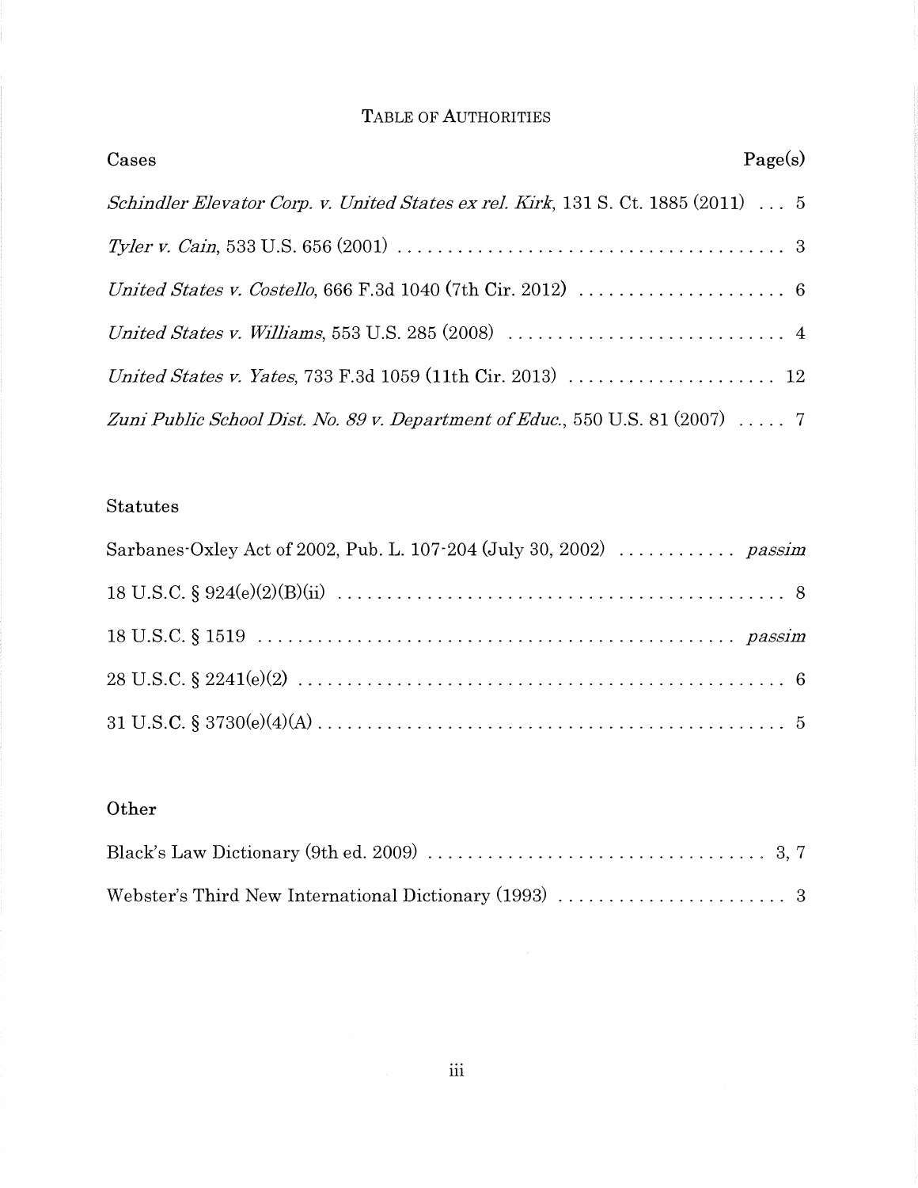# TABLE OF AUTHORITIES

| Cases | Page(s) |
|---|---|
| *Schindler Elevator Corp. v. United States ex rel. Kirk*, 131 S. Ct. 1885 (2011) | 5 |
| *Tyler v. Cain*, 533 U.S. 656 (2001) | 3 |
| *United States v. Costello*, 666 F.3d 1040 (7th Cir. 2012) | 6 |
| *United States v. Williams*, 553 U.S. 285 (2008) | 4 |
| *United States v. Yates*, 733 F.3d 1059 (11th Cir. 2013) | 12 |
| *Zuni Public School Dist. No. 89 v. Department of Educ.*, 550 U.S. 81 (2007) | 7 |

| Statutes | |
|---|---|
| Sarbanes-Oxley Act of 2002, Pub. L. 107-204 (July 30, 2002) | *passim* |
| 18 U.S.C. § 924(e)(2)(B)(ii) | 8 |
| 18 U.S.C. § 1519 | *passim* |
| 28 U.S.C. § 2241(e)(2) | 6 |
| 31 U.S.C. § 3730(e)(4)(A) | 5 |

| Other | |
|---|---|
| Black's Law Dictionary (9th ed. 2009) | 3, 7 |
| Webster's Third New International Dictionary (1993) | 3 |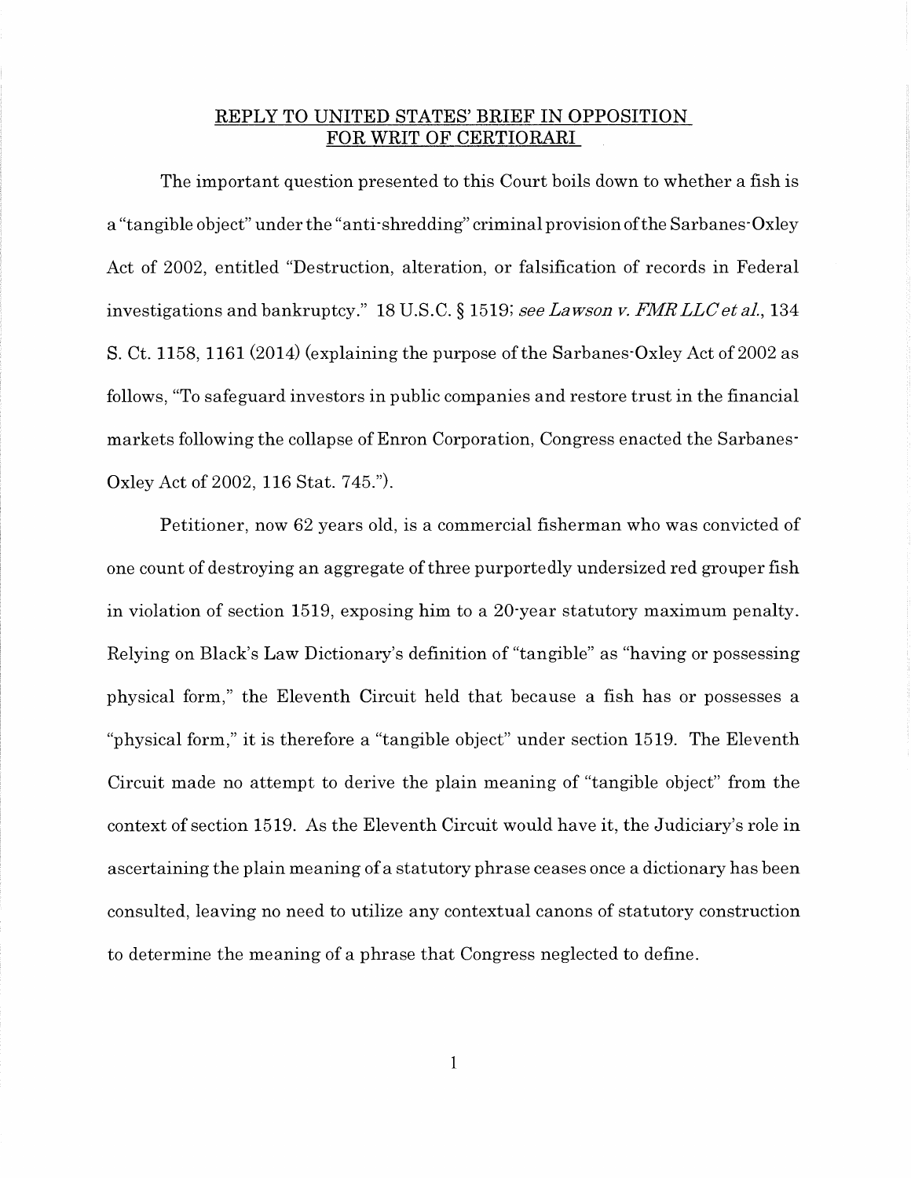## REPLY TO UNITED STATES' BRIEF IN OPPOSITION FOR WRIT OF CERTIORARI

The important question presented to this Court boils down to whether a fish is a "tangible object" under the "anti-shredding" criminal provision of the Sarbanes-Oxley Act of 2002, entitled "Destruction, alteration, or falsification of records in Federal investigations and bankruptcy." 18 U.S.C. § 1519; *see Lawson v. FMR LLC et al.*, 134 S. Ct. 1158, 1161 (2014) (explaining the purpose of the Sarbanes-Oxley Act of 2002 as follows, "To safeguard investors in public companies and restore trust in the financial markets following the collapse of Enron Corporation, Congress enacted the Sarbanes-Oxley Act of 2002, 116 Stat. 745.").

Petitioner, now 62 years old, is a commercial fisherman who was convicted of one count of destroying an aggregate of three purportedly undersized red grouper fish in violation of section 1519, exposing him to a 20-year statutory maximum penalty. Relying on Black's Law Dictionary's definition of "tangible" as "having or possessing physical form," the Eleventh Circuit held that because a fish has or possesses a "physical form," it is therefore a "tangible object" under section 1519. The Eleventh Circuit made no attempt to derive the plain meaning of "tangible object" from the context of section 1519. As the Eleventh Circuit would have it, the Judiciary's role in ascertaining the plain meaning of a statutory phrase ceases once a dictionary has been consulted, leaving no need to utilize any contextual canons of statutory construction to determine the meaning of a phrase that Congress neglected to define.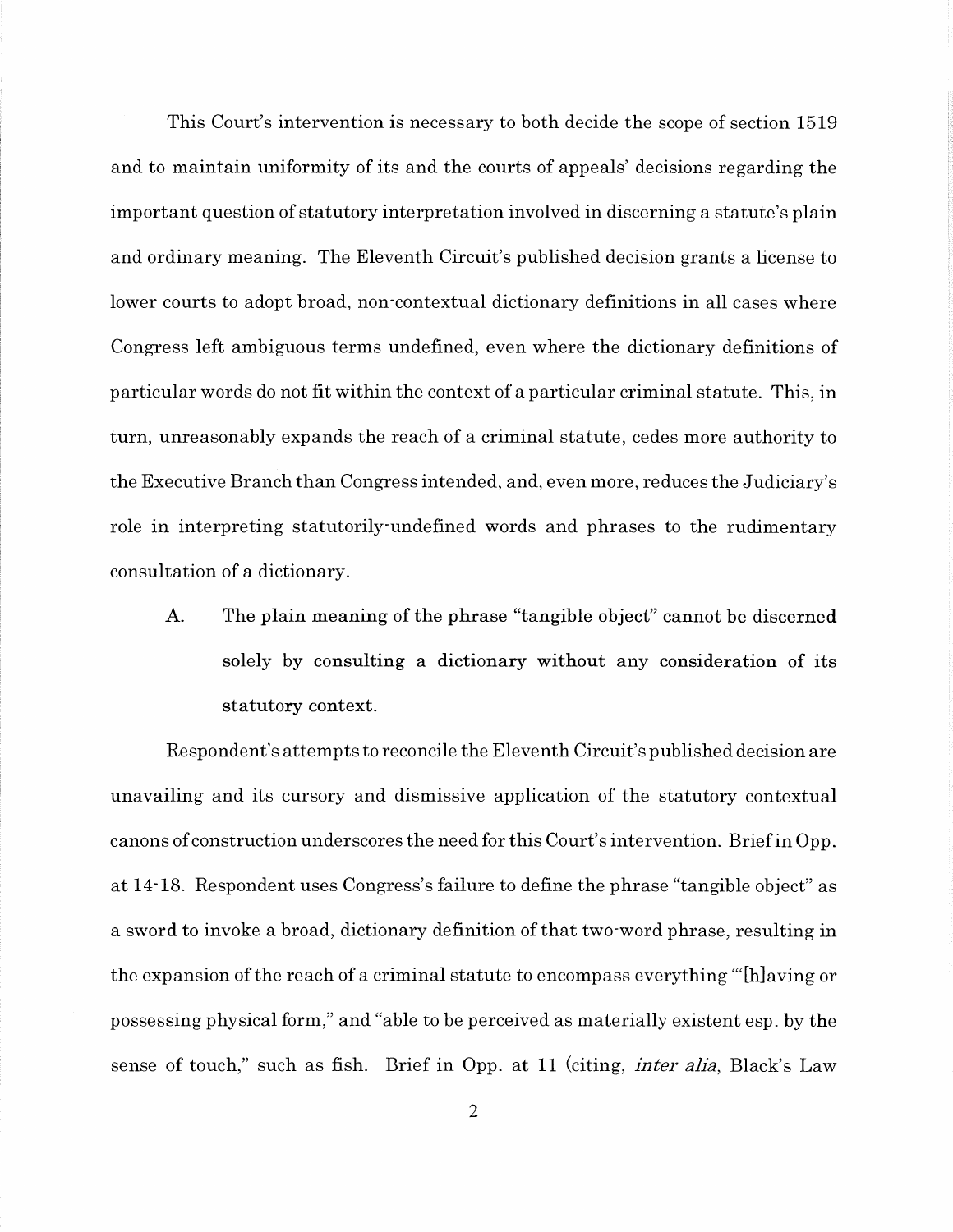This Court's intervention is necessary to both decide the scope of section 1519 and to maintain uniformity of its and the courts of appeals' decisions regarding the important question of statutory interpretation involved in discerning a statute's plain and ordinary meaning. The Eleventh Circuit's published decision grants a license to lower courts to adopt broad, non-contextual dictionary definitions in all cases where Congress left ambiguous terms undefined, even where the dictionary definitions of particular words do not fit within the context of a particular criminal statute. This, in turn, unreasonably expands the reach of a criminal statute, cedes more authority to the Executive Branch than Congress intended, and, even more, reduces the Judiciary's role in interpreting statutorily-undefined words and phrases to the rudimentary consultation of a dictionary.

### A. The plain meaning of the phrase "tangible object" cannot be discerned solely by consulting a dictionary without any consideration of its statutory context.

Respondent's attempts to reconcile the Eleventh Circuit's published decision are unavailing and its cursory and dismissive application of the statutory contextual canons of construction underscores the need for this Court's intervention. Brief in Opp. at 14-18. Respondent uses Congress's failure to define the phrase "tangible object" as a sword to invoke a broad, dictionary definition of that two-word phrase, resulting in the expansion of the reach of a criminal statute to encompass everything "'[h]aving or possessing physical form," and "able to be perceived as materially existent esp. by the sense of touch," such as fish. Brief in Opp. at 11 (citing, *inter alia*, Black's Law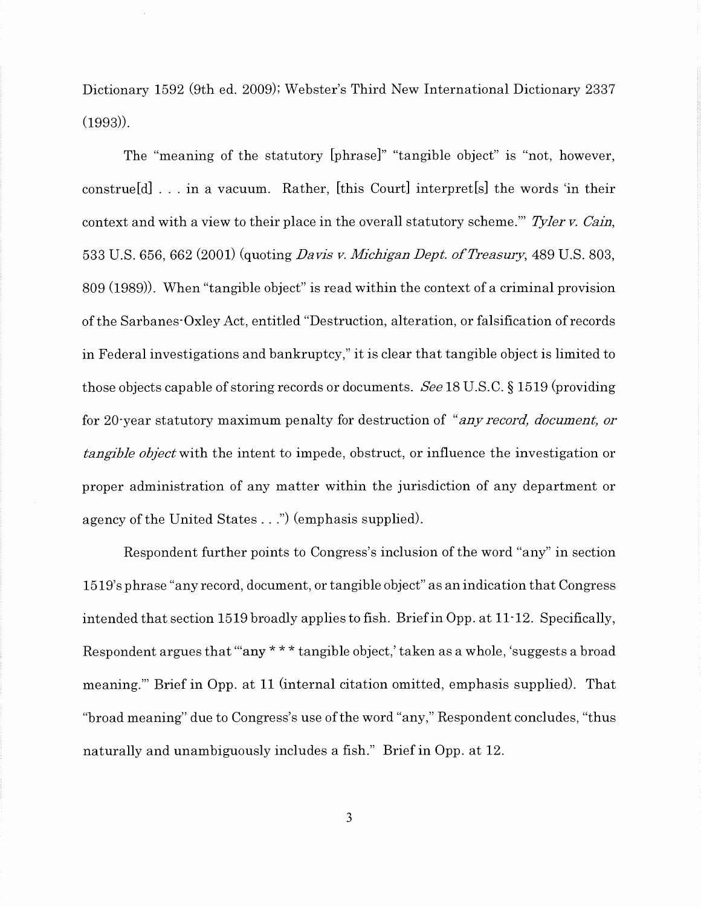Dictionary 1592 (9th ed. 2009); Webster's Third New International Dictionary 2337 (1993)).

The "meaning of the statutory [phrase]" "tangible object" is "not, however, construe[d] . . . in a vacuum. Rather, [this Court] interpret[s] the words 'in their context and with a view to their place in the overall statutory scheme.'" *Tyler v. Cain*, 533 U.S. 656, 662 (2001) (quoting *Davis v. Michigan Dept. of Treasury*, 489 U.S. 803, 809 (1989)). When "tangible object" is read within the context of a criminal provision of the Sarbanes-Oxley Act, entitled "Destruction, alteration, or falsification of records in Federal investigations and bankruptcy," it is clear that tangible object is limited to those objects capable of storing records or documents. *See* 18 U.S.C. § 1519 (providing for 20-year statutory maximum penalty for destruction of "*any record, document, or tangible object* with the intent to impede, obstruct, or influence the investigation or proper administration of any matter within the jurisdiction of any department or agency of the United States . . .") (emphasis supplied).

Respondent further points to Congress's inclusion of the word "any" in section 1519's phrase "any record, document, or tangible object" as an indication that Congress intended that section 1519 broadly applies to fish. Brief in Opp. at 11-12. Specifically, Respondent argues that "'any * * * tangible object,' taken as a whole, 'suggests a broad meaning.'" Brief in Opp. at 11 (internal citation omitted, emphasis supplied). That "broad meaning" due to Congress's use of the word "any," Respondent concludes, "thus naturally and unambiguously includes a fish." Brief in Opp. at 12.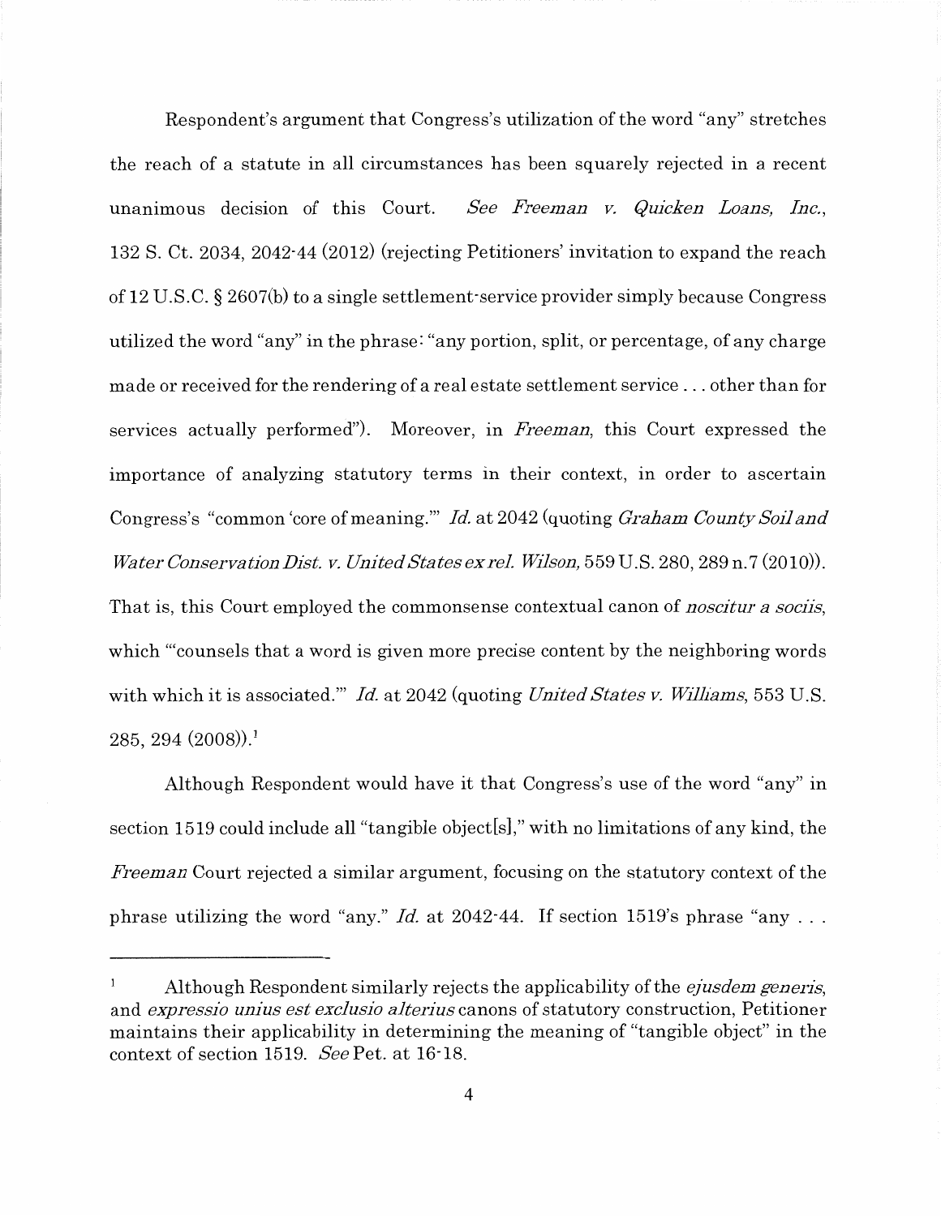Respondent's argument that Congress's utilization of the word "any" stretches the reach of a statute in all circumstances has been squarely rejected in a recent unanimous decision of this Court. *See Freeman v. Quicken Loans, Inc.*, 132 S. Ct. 2034, 2042-44 (2012) (rejecting Petitioners' invitation to expand the reach of 12 U.S.C. § 2607(b) to a single settlement-service provider simply because Congress utilized the word "any" in the phrase: "any portion, split, or percentage, of any charge made or received for the rendering of a real estate settlement service . . . other than for services actually performed"). Moreover, in *Freeman*, this Court expressed the importance of analyzing statutory terms in their context, in order to ascertain Congress's "common 'core of meaning.'" *Id.* at 2042 (quoting *Graham County Soil and Water Conservation Dist. v. United States ex rel. Wilson*, 559 U.S. 280, 289 n.7 (2010)). That is, this Court employed the commonsense contextual canon of *noscitur a sociis*, which "'counsels that a word is given more precise content by the neighboring words with which it is associated.'" *Id.* at 2042 (quoting *United States v. Williams*, 553 U.S. 285, 294 (2008)).[1]

Although Respondent would have it that Congress's use of the word "any" in section 1519 could include all "tangible object[s]," with no limitations of any kind, the *Freeman* Court rejected a similar argument, focusing on the statutory context of the phrase utilizing the word "any." *Id.* at 2042-44. If section 1519's phrase "any . . .

---

[1] Although Respondent similarly rejects the applicability of the *ejusdem generis*, and *expressio unius est exclusio alterius* canons of statutory construction, Petitioner maintains their applicability in determining the meaning of "tangible object" in the context of section 1519. *See* Pet. at 16-18.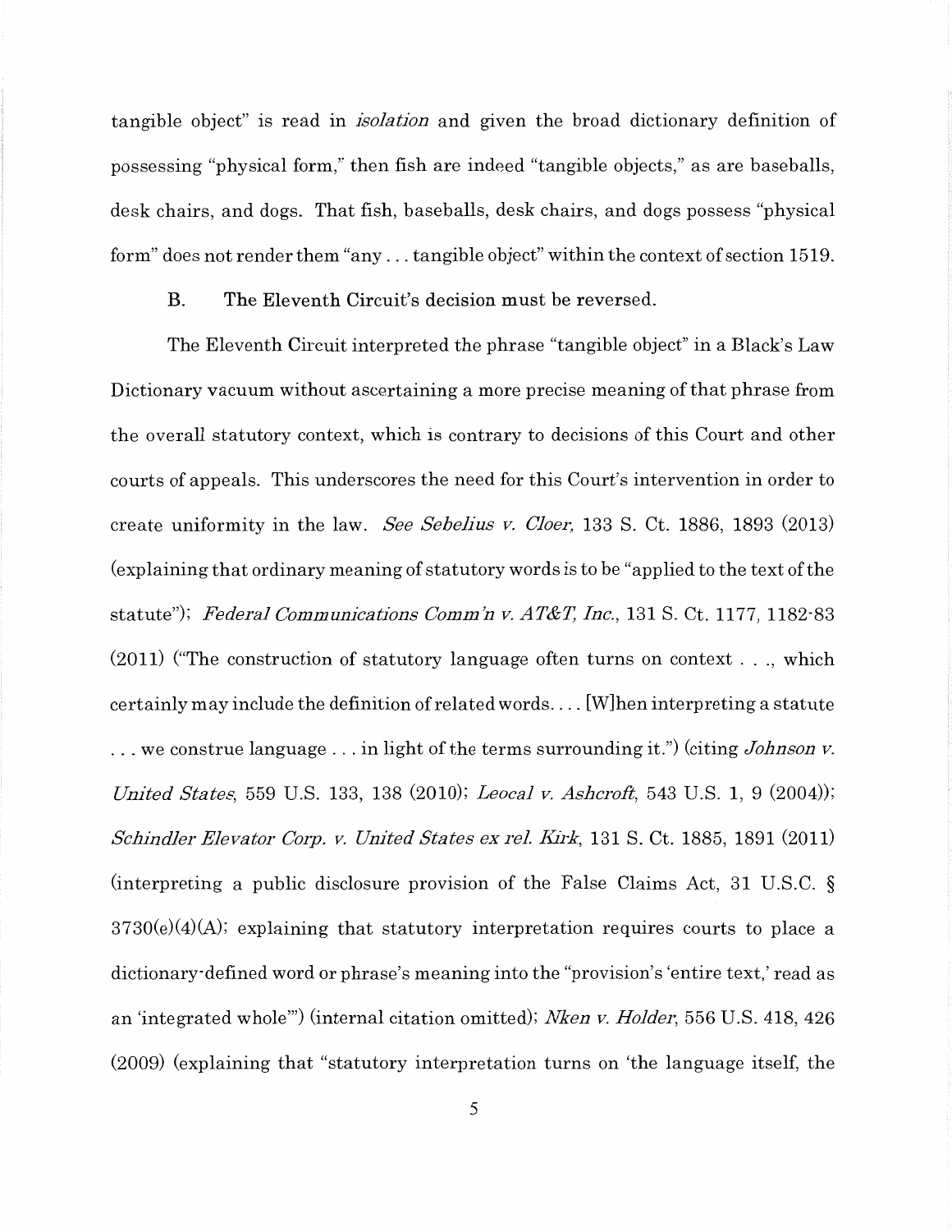tangible object" is read in *isolation* and given the broad dictionary definition of possessing "physical form," then fish are indeed "tangible objects," as are baseballs, desk chairs, and dogs. That fish, baseballs, desk chairs, and dogs possess "physical form" does not render them "any . . . tangible object" within the context of section 1519.

B. The Eleventh Circuit's decision must be reversed.

The Eleventh Circuit interpreted the phrase "tangible object" in a Black's Law Dictionary vacuum without ascertaining a more precise meaning of that phrase from the overall statutory context, which is contrary to decisions of this Court and other courts of appeals. This underscores the need for this Court's intervention in order to create uniformity in the law. *See Sebelius v. Cloer*, 133 S. Ct. 1886, 1893 (2013) (explaining that ordinary meaning of statutory words is to be "applied to the text of the statute"); *Federal Communications Comm'n v. AT&T, Inc.*, 131 S. Ct. 1177, 1182-83 (2011) ("The construction of statutory language often turns on context . . ., which certainly may include the definition of related words. . . . [W]hen interpreting a statute . . . we construe language . . . in light of the terms surrounding it.") (citing *Johnson v. United States*, 559 U.S. 133, 138 (2010); *Leocal v. Ashcroft*, 543 U.S. 1, 9 (2004)); *Schindler Elevator Corp. v. United States ex rel. Kirk*, 131 S. Ct. 1885, 1891 (2011) (interpreting a public disclosure provision of the False Claims Act, 31 U.S.C. § 3730(e)(4)(A); explaining that statutory interpretation requires courts to place a dictionary-defined word or phrase's meaning into the "provision's 'entire text,' read as an 'integrated whole'") (internal citation omitted); *Nken v. Holder*, 556 U.S. 418, 426 (2009) (explaining that "statutory interpretation turns on 'the language itself, the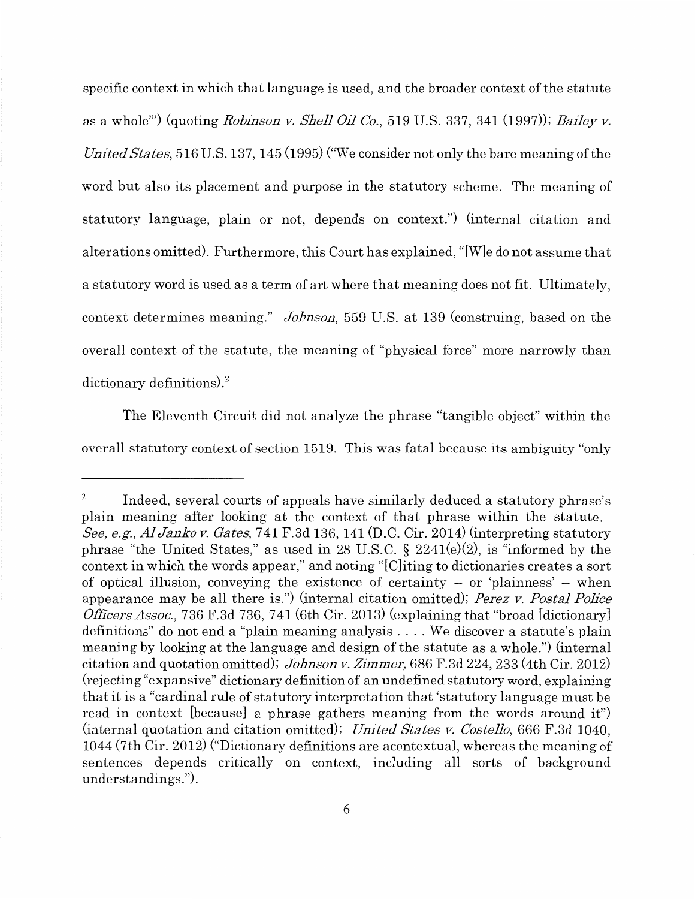specific context in which that language is used, and the broader context of the statute as a whole'") (quoting *Robinson v. Shell Oil Co.*, 519 U.S. 337, 341 (1997)); *Bailey v. United States*, 516 U.S. 137, 145 (1995) ("We consider not only the bare meaning of the word but also its placement and purpose in the statutory scheme. The meaning of statutory language, plain or not, depends on context.") (internal citation and alterations omitted). Furthermore, this Court has explained, "[W]e do not assume that a statutory word is used as a term of art where that meaning does not fit. Ultimately, context determines meaning." *Johnson*, 559 U.S. at 139 (construing, based on the overall context of the statute, the meaning of "physical force" more narrowly than dictionary definitions).[2]

The Eleventh Circuit did not analyze the phrase "tangible object" within the overall statutory context of section 1519. This was fatal because its ambiguity "only

---

[2] Indeed, several courts of appeals have similarly deduced a statutory phrase's plain meaning after looking at the context of that phrase within the statute. *See, e.g.*, *Al Janko v. Gates*, 741 F.3d 136, 141 (D.C. Cir. 2014) (interpreting statutory phrase "the United States," as used in 28 U.S.C. § 2241(e)(2), is "informed by the context in which the words appear," and noting "[C]iting to dictionaries creates a sort of optical illusion, conveying the existence of certainty – or 'plainness' – when appearance may be all there is.") (internal citation omitted); *Perez v. Postal Police Officers Assoc.*, 736 F.3d 736, 741 (6th Cir. 2013) (explaining that "broad [dictionary] definitions" do not end a "plain meaning analysis . . . . We discover a statute's plain meaning by looking at the language and design of the statute as a whole.") (internal citation and quotation omitted); *Johnson v. Zimmer*, 686 F.3d 224, 233 (4th Cir. 2012) (rejecting "expansive" dictionary definition of an undefined statutory word, explaining that it is a "cardinal rule of statutory interpretation that 'statutory language must be read in context [because] a phrase gathers meaning from the words around it") (internal quotation and citation omitted); *United States v. Costello*, 666 F.3d 1040, 1044 (7th Cir. 2012) ("Dictionary definitions are acontextual, whereas the meaning of sentences depends critically on context, including all sorts of background understandings.").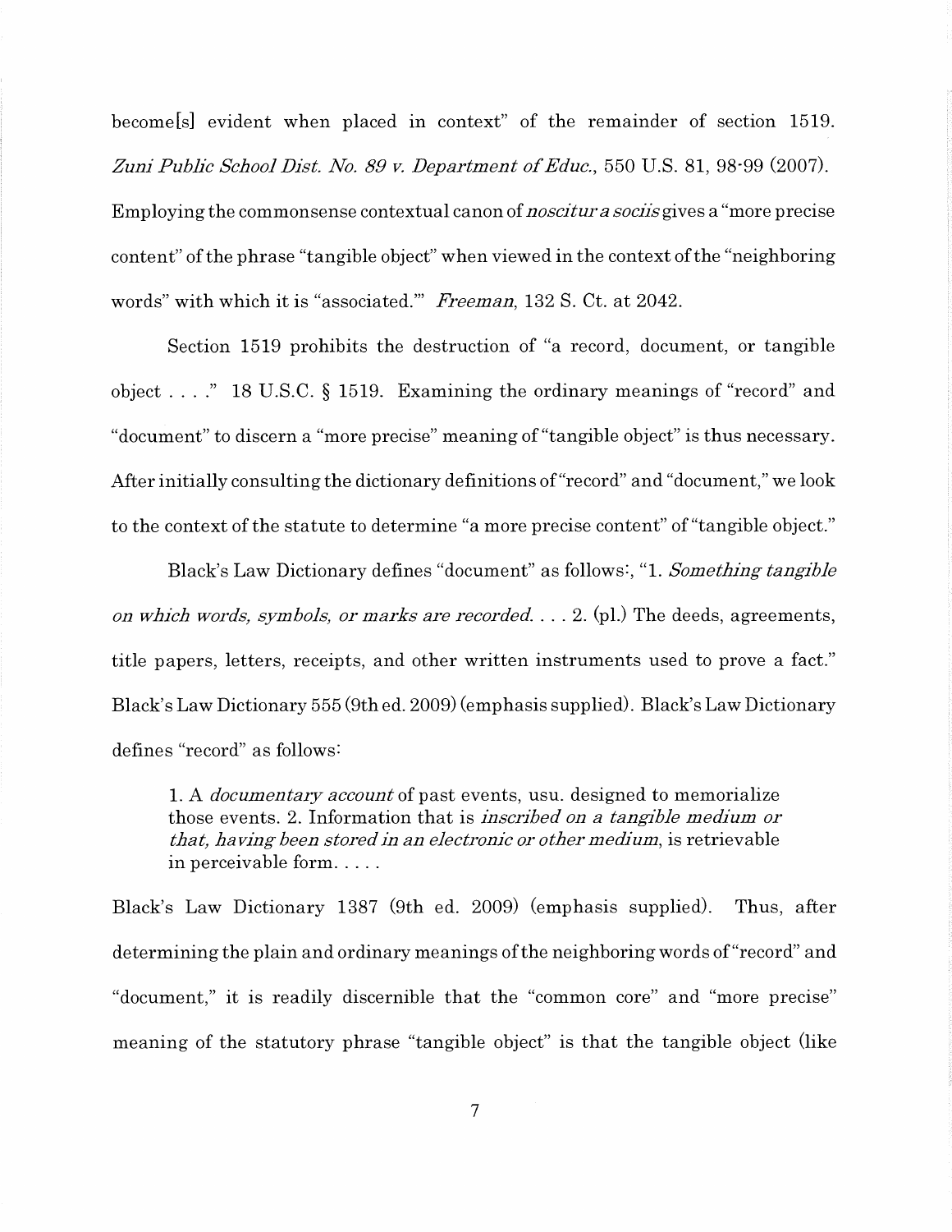become[s] evident when placed in context" of the remainder of section 1519. *Zuni Public School Dist. No. 89 v. Department of Educ.*, 550 U.S. 81, 98-99 (2007). Employing the commonsense contextual canon of *noscitur a sociis* gives a "more precise content" of the phrase "tangible object" when viewed in the context of the "neighboring words" with which it is "associated.'" *Freeman*, 132 S. Ct. at 2042.

Section 1519 prohibits the destruction of "a record, document, or tangible object . . . ." 18 U.S.C. § 1519. Examining the ordinary meanings of "record" and "document" to discern a "more precise" meaning of "tangible object" is thus necessary. After initially consulting the dictionary definitions of "record" and "document," we look to the context of the statute to determine "a more precise content" of "tangible object."

Black's Law Dictionary defines "document" as follows:, "1. *Something tangible on which words, symbols, or marks are recorded*. . . . 2. (pl.) The deeds, agreements, title papers, letters, receipts, and other written instruments used to prove a fact." Black's Law Dictionary 555 (9th ed. 2009) (emphasis supplied). Black's Law Dictionary defines "record" as follows:

> 1. A *documentary account* of past events, usu. designed to memorialize those events. 2. Information that is *inscribed on a tangible medium or that, having been stored in an electronic or other medium*, is retrievable in perceivable form. . . . .

Black's Law Dictionary 1387 (9th ed. 2009) (emphasis supplied). Thus, after determining the plain and ordinary meanings of the neighboring words of "record" and "document," it is readily discernible that the "common core" and "more precise" meaning of the statutory phrase "tangible object" is that the tangible object (like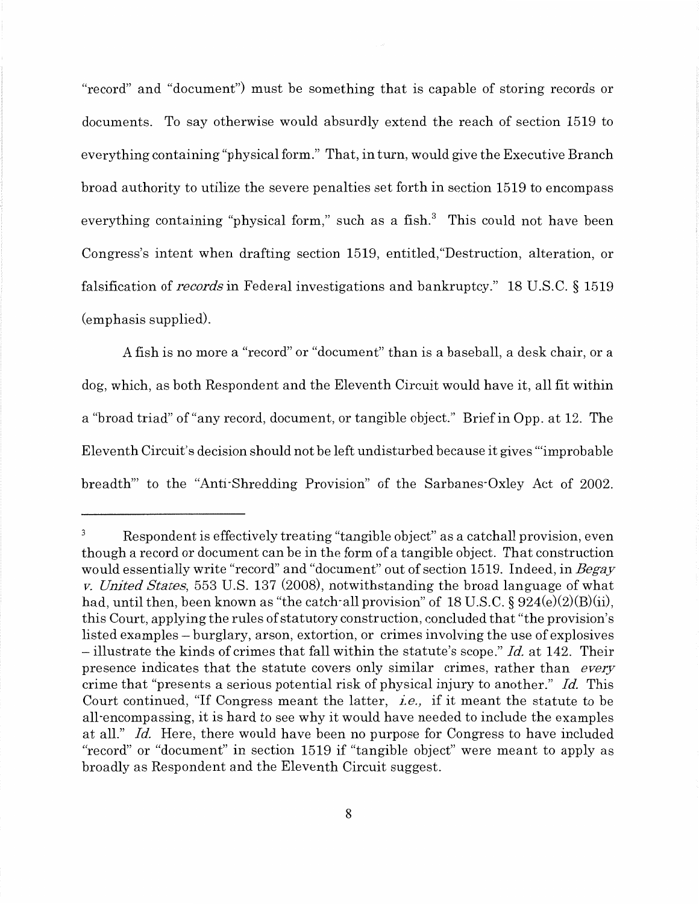"record" and "document") must be something that is capable of storing records or documents. To say otherwise would absurdly extend the reach of section 1519 to everything containing "physical form." That, in turn, would give the Executive Branch broad authority to utilize the severe penalties set forth in section 1519 to encompass everything containing "physical form," such as a fish.[3] This could not have been Congress's intent when drafting section 1519, entitled,"Destruction, alteration, or falsification of *records* in Federal investigations and bankruptcy." 18 U.S.C. § 1519 (emphasis supplied).

A fish is no more a "record" or "document" than is a baseball, a desk chair, or a dog, which, as both Respondent and the Eleventh Circuit would have it, all fit within a "broad triad" of "any record, document, or tangible object." Brief in Opp. at 12. The Eleventh Circuit's decision should not be left undisturbed because it gives "'improbable breadth'" to the "Anti-Shredding Provision" of the Sarbanes-Oxley Act of 2002.

---

[3] Respondent is effectively treating "tangible object" as a catchall provision, even though a record or document can be in the form of a tangible object. That construction would essentially write "record" and "document" out of section 1519. Indeed, in *Begay v. United States*, 553 U.S. 137 (2008), notwithstanding the broad language of what had, until then, been known as "the catch-all provision" of 18 U.S.C. § 924(e)(2)(B)(ii), this Court, applying the rules of statutory construction, concluded that "the provision's listed examples – burglary, arson, extortion, or crimes involving the use of explosives – illustrate the kinds of crimes that fall within the statute's scope." *Id.* at 142. Their presence indicates that the statute covers only similar crimes, rather than *every* crime that "presents a serious potential risk of physical injury to another." *Id.* This Court continued, "If Congress meant the latter, *i.e.,* if it meant the statute to be all-encompassing, it is hard to see why it would have needed to include the examples at all." *Id.* Here, there would have been no purpose for Congress to have included "record" or "document" in section 1519 if "tangible object" were meant to apply as broadly as Respondent and the Eleventh Circuit suggest.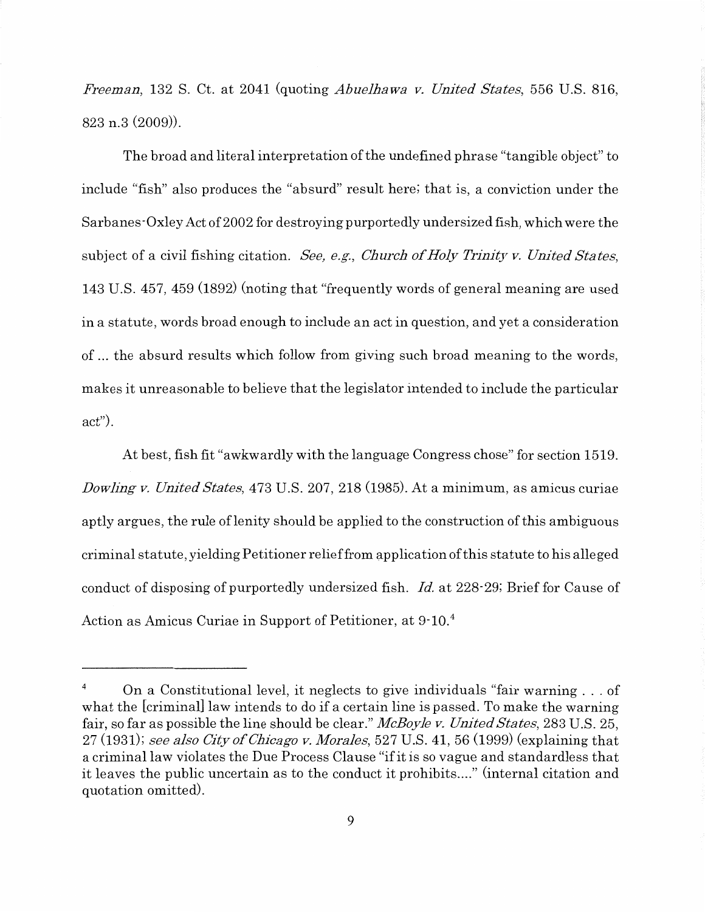*Freeman*, 132 S. Ct. at 2041 (quoting *Abuelhawa v. United States*, 556 U.S. 816, 823 n.3 (2009)).

The broad and literal interpretation of the undefined phrase "tangible object" to include "fish" also produces the "absurd" result here; that is, a conviction under the Sarbanes-Oxley Act of 2002 for destroying purportedly undersized fish, which were the subject of a civil fishing citation. *See, e.g., Church of Holy Trinity v. United States*, 143 U.S. 457, 459 (1892) (noting that "frequently words of general meaning are used in a statute, words broad enough to include an act in question, and yet a consideration of ... the absurd results which follow from giving such broad meaning to the words, makes it unreasonable to believe that the legislator intended to include the particular act").

At best, fish fit "awkwardly with the language Congress chose" for section 1519. *Dowling v. United States*, 473 U.S. 207, 218 (1985). At a minimum, as amicus curiae aptly argues, the rule of lenity should be applied to the construction of this ambiguous criminal statute, yielding Petitioner relief from application of this statute to his alleged conduct of disposing of purportedly undersized fish. *Id.* at 228-29; Brief for Cause of Action as Amicus Curiae in Support of Petitioner, at 9-10.[4]

---

[4] On a Constitutional level, it neglects to give individuals "fair warning . . . of what the [criminal] law intends to do if a certain line is passed. To make the warning fair, so far as possible the line should be clear." *McBoyle v. United States*, 283 U.S. 25, 27 (1931); *see also City of Chicago v. Morales*, 527 U.S. 41, 56 (1999) (explaining that a criminal law violates the Due Process Clause "if it is so vague and standardless that it leaves the public uncertain as to the conduct it prohibits...." (internal citation and quotation omitted).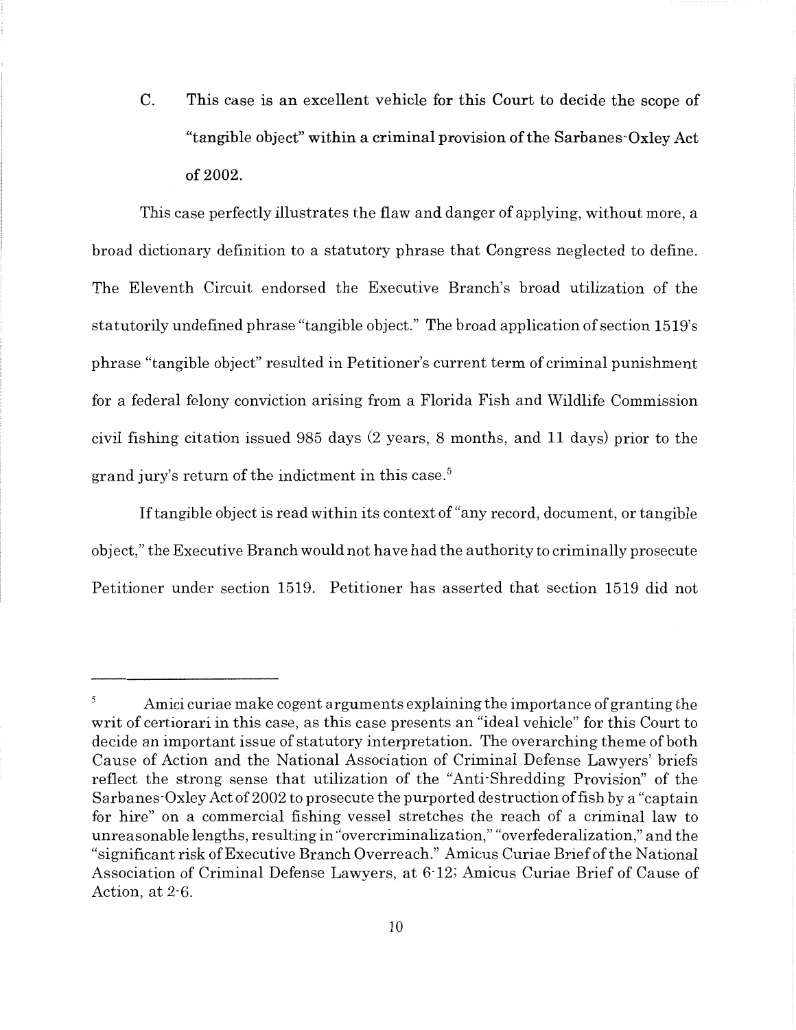C. This case is an excellent vehicle for this Court to decide the scope of "tangible object" within a criminal provision of the Sarbanes-Oxley Act of 2002.

This case perfectly illustrates the flaw and danger of applying, without more, a broad dictionary definition to a statutory phrase that Congress neglected to define. The Eleventh Circuit endorsed the Executive Branch's broad utilization of the statutorily undefined phrase "tangible object." The broad application of section 1519's phrase "tangible object" resulted in Petitioner's current term of criminal punishment for a federal felony conviction arising from a Florida Fish and Wildlife Commission civil fishing citation issued 985 days (2 years, 8 months, and 11 days) prior to the grand jury's return of the indictment in this case.[5]

If tangible object is read within its context of "any record, document, or tangible object," the Executive Branch would not have had the authority to criminally prosecute Petitioner under section 1519. Petitioner has asserted that section 1519 did not

---

[5] Amici curiae make cogent arguments explaining the importance of granting the writ of certiorari in this case, as this case presents an "ideal vehicle" for this Court to decide an important issue of statutory interpretation. The overarching theme of both Cause of Action and the National Association of Criminal Defense Lawyers' briefs reflect the strong sense that utilization of the "Anti-Shredding Provision" of the Sarbanes-Oxley Act of 2002 to prosecute the purported destruction of fish by a "captain for hire" on a commercial fishing vessel stretches the reach of a criminal law to unreasonable lengths, resulting in "overcriminalization," "overfederalization," and the "significant risk of Executive Branch Overreach." Amicus Curiae Brief of the National Association of Criminal Defense Lawyers, at 6-12; Amicus Curiae Brief of Cause of Action, at 2-6.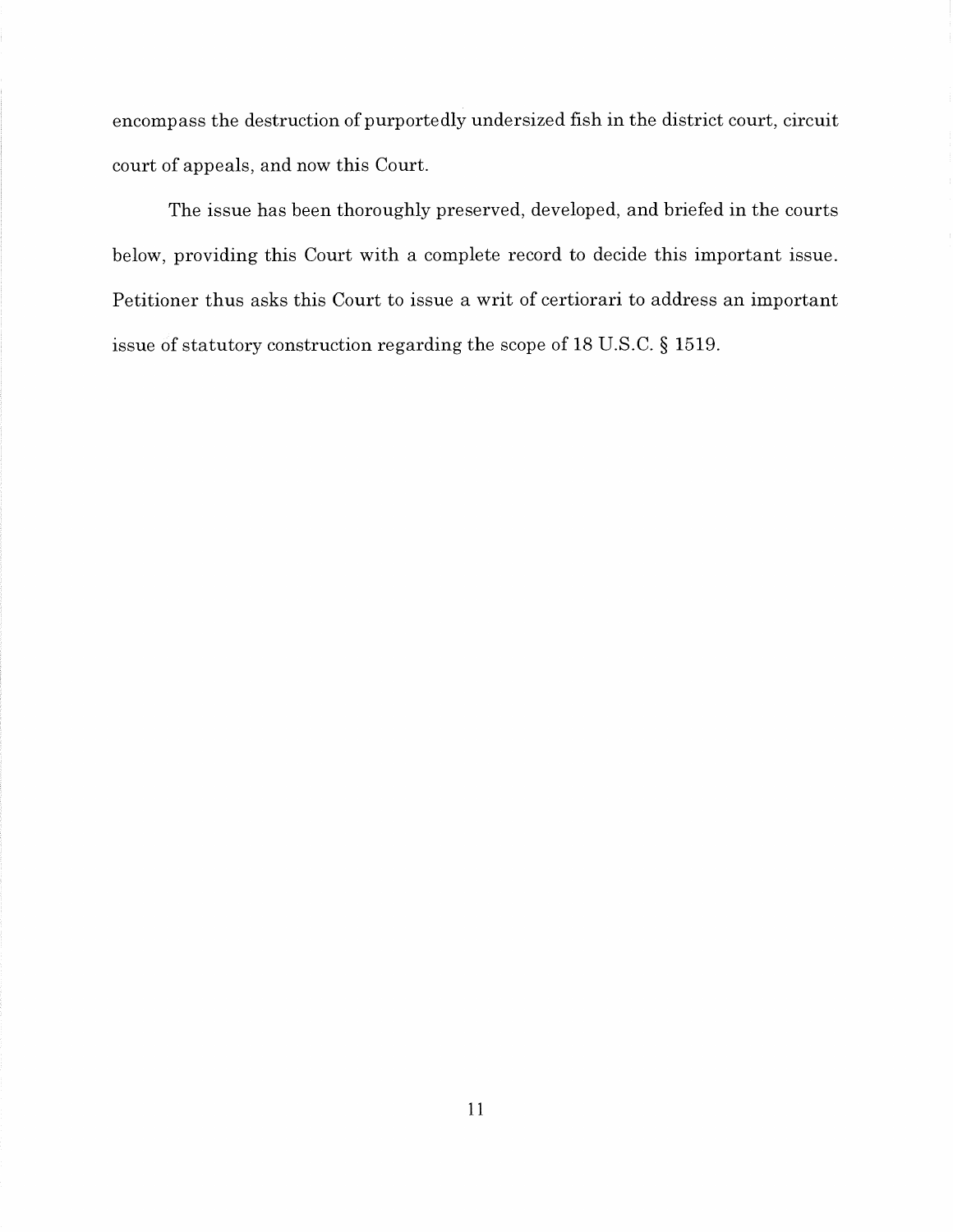encompass the destruction of purportedly undersized fish in the district court, circuit court of appeals, and now this Court.

The issue has been thoroughly preserved, developed, and briefed in the courts below, providing this Court with a complete record to decide this important issue. Petitioner thus asks this Court to issue a writ of certiorari to address an important issue of statutory construction regarding the scope of 18 U.S.C. § 1519.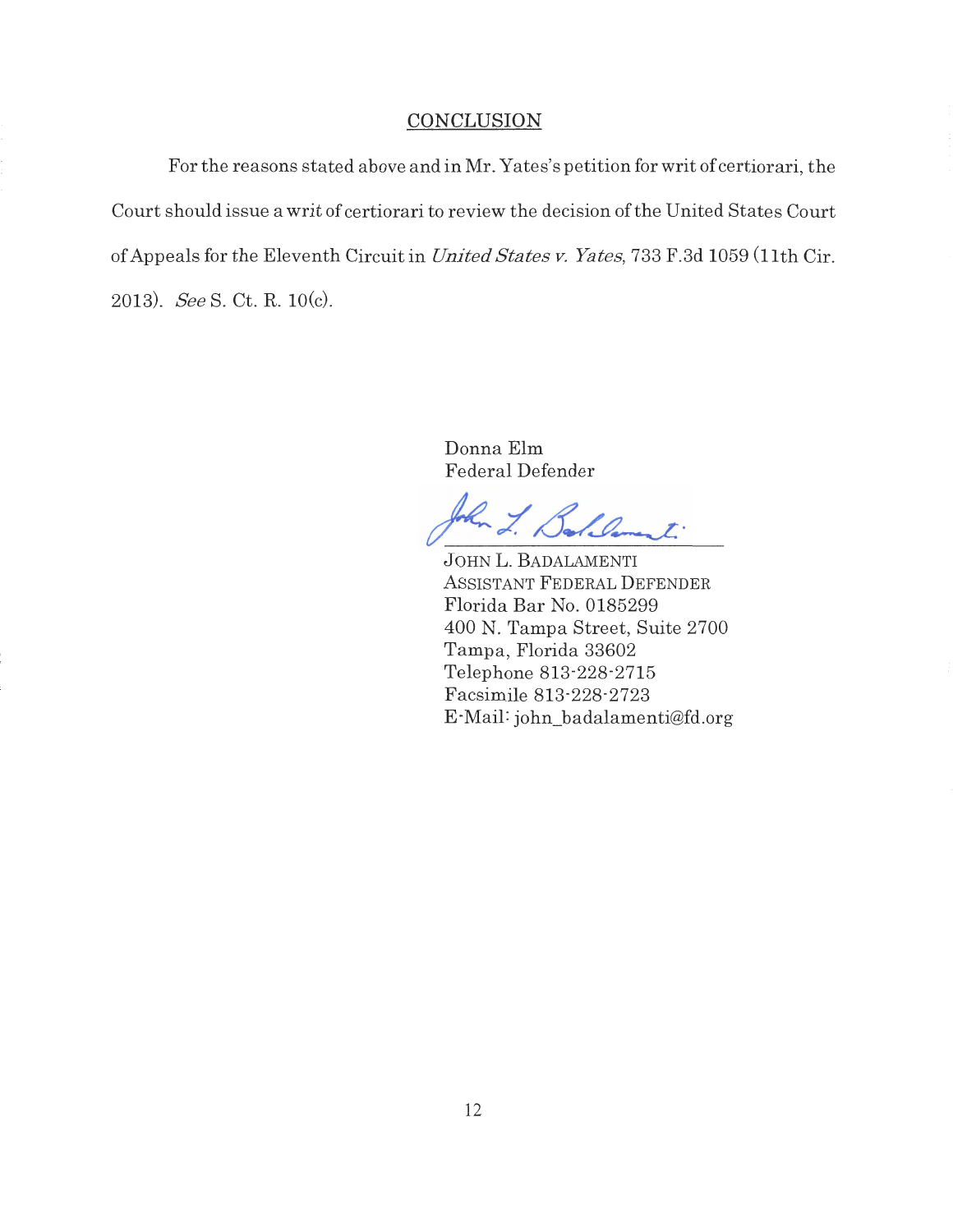## CONCLUSION

For the reasons stated above and in Mr. Yates's petition for writ of certiorari, the Court should issue a writ of certiorari to review the decision of the United States Court of Appeals for the Eleventh Circuit in *United States v. Yates*, 733 F.3d 1059 (11th Cir. 2013). *See* S. Ct. R. 10(c).

Donna Elm
Federal Defender

John L. Badalamenti

JOHN L. BADALAMENTI
ASSISTANT FEDERAL DEFENDER
Florida Bar No. 0185299
400 N. Tampa Street, Suite 2700
Tampa, Florida 33602
Telephone 813-228-2715
Facsimile 813-228-2723
E-Mail: john_badalamenti@fd.org